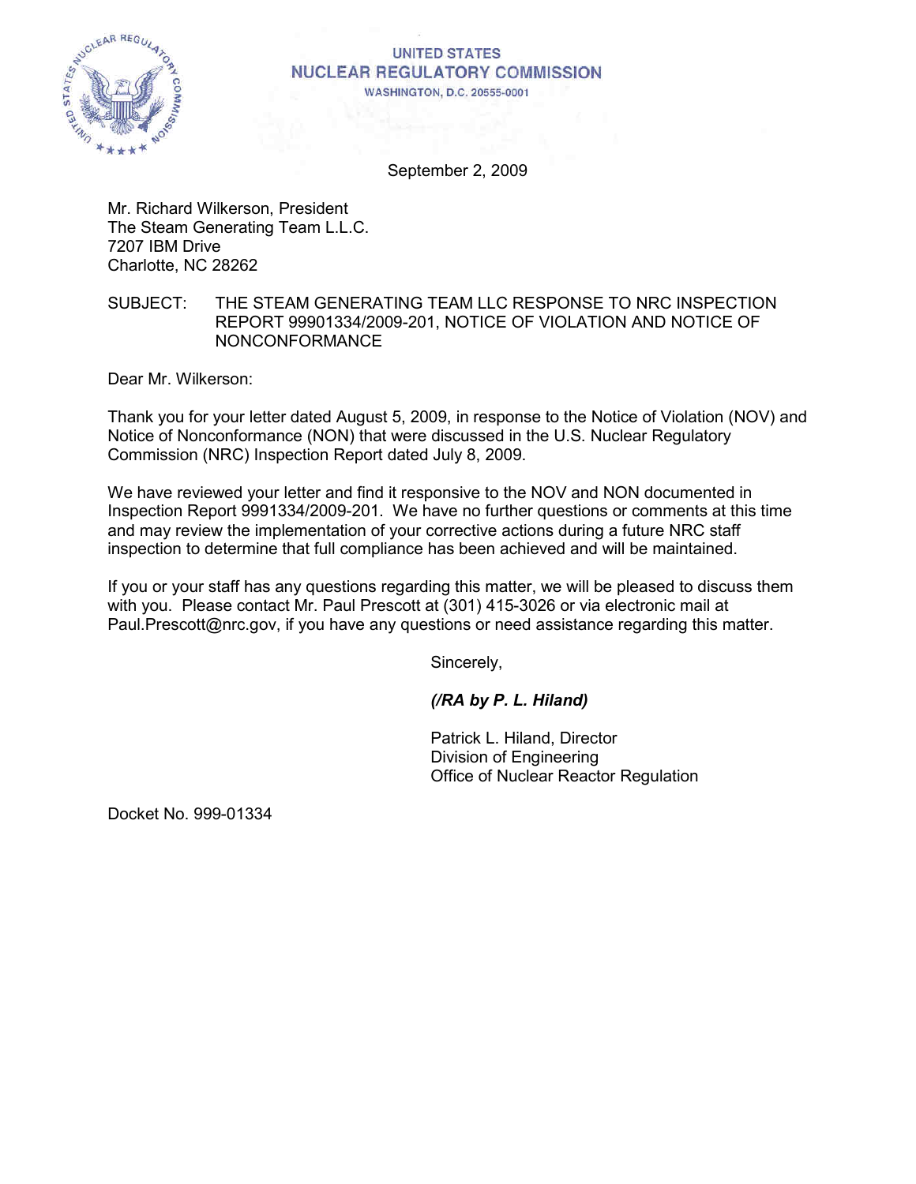UNITED STATES
NUCLEAR REGULATORY COMMISSION
WASHINGTON, D.C. 20555-0001

September 2, 2009

Mr. Richard Wilkerson, President
The Steam Generating Team L.L.C.
7207 IBM Drive
Charlotte, NC 28262

SUBJECT: THE STEAM GENERATING TEAM LLC RESPONSE TO NRC INSPECTION REPORT 99901334/2009-201, NOTICE OF VIOLATION AND NOTICE OF NONCONFORMANCE

Dear Mr. Wilkerson:

Thank you for your letter dated August 5, 2009, in response to the Notice of Violation (NOV) and Notice of Nonconformance (NON) that were discussed in the U.S. Nuclear Regulatory Commission (NRC) Inspection Report dated July 8, 2009.

We have reviewed your letter and find it responsive to the NOV and NON documented in Inspection Report 9991334/2009-201. We have no further questions or comments at this time and may review the implementation of your corrective actions during a future NRC staff inspection to determine that full compliance has been achieved and will be maintained.

If you or your staff has any questions regarding this matter, we will be pleased to discuss them with you. Please contact Mr. Paul Prescott at (301) 415-3026 or via electronic mail at Paul.Prescott@nrc.gov, if you have any questions or need assistance regarding this matter.

Sincerely,

***(/RA by P. L. Hiland)***

Patrick L. Hiland, Director
Division of Engineering
Office of Nuclear Reactor Regulation

Docket No. 999-01334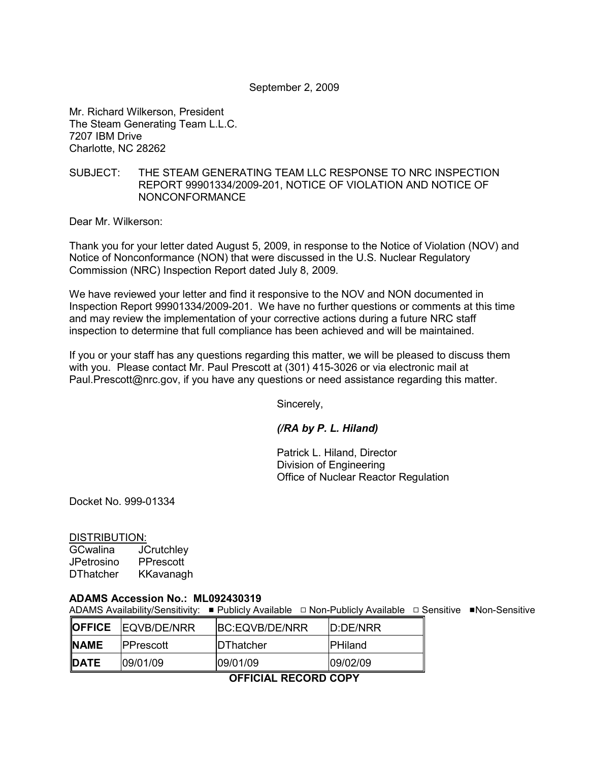September 2, 2009

Mr. Richard Wilkerson, President
The Steam Generating Team L.L.C.
7207 IBM Drive
Charlotte, NC 28262

SUBJECT: THE STEAM GENERATING TEAM LLC RESPONSE TO NRC INSPECTION REPORT 99901334/2009-201, NOTICE OF VIOLATION AND NOTICE OF NONCONFORMANCE

Dear Mr. Wilkerson:

Thank you for your letter dated August 5, 2009, in response to the Notice of Violation (NOV) and Notice of Nonconformance (NON) that were discussed in the U.S. Nuclear Regulatory Commission (NRC) Inspection Report dated July 8, 2009.

We have reviewed your letter and find it responsive to the NOV and NON documented in Inspection Report 99901334/2009-201. We have no further questions or comments at this time and may review the implementation of your corrective actions during a future NRC staff inspection to determine that full compliance has been achieved and will be maintained.

If you or your staff has any questions regarding this matter, we will be pleased to discuss them with you. Please contact Mr. Paul Prescott at (301) 415-3026 or via electronic mail at Paul.Prescott@nrc.gov, if you have any questions or need assistance regarding this matter.

Sincerely,

*(/RA by P. L. Hiland)*

Patrick L. Hiland, Director
Division of Engineering
Office of Nuclear Reactor Regulation

Docket No. 999-01334

DISTRIBUTION:

| | |
|---|---|
| GCwalina | JCrutchley |
| JPetrosino | PPrescott |
| DThatcher | KKavanagh |

**ADAMS Accession No.: ML092430319**

ADAMS Availability/Sensitivity: ■ Publicly Available □ Non-Publicly Available □ Sensitive ■Non-Sensitive

| **OFFICE** | EQVB/DE/NRR | BC:EQVB/DE/NRR | D:DE/NRR |
|---|---|---|---|
| **NAME** | PPrescott | DThatcher | PHiland |
| **DATE** | 09/01/09 | 09/01/09 | 09/02/09 |

**OFFICIAL RECORD COPY**